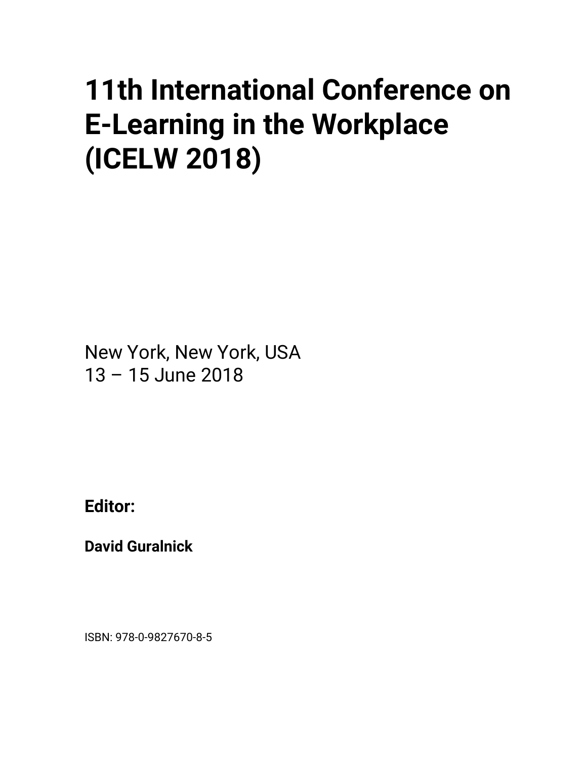# 11th International Conference on E-Learning in the Workplace (ICELW 2018)

New York, New York, USA
13 – 15 June 2018

**Editor:**

**David Guralnick**

ISBN: 978-0-9827670-8-5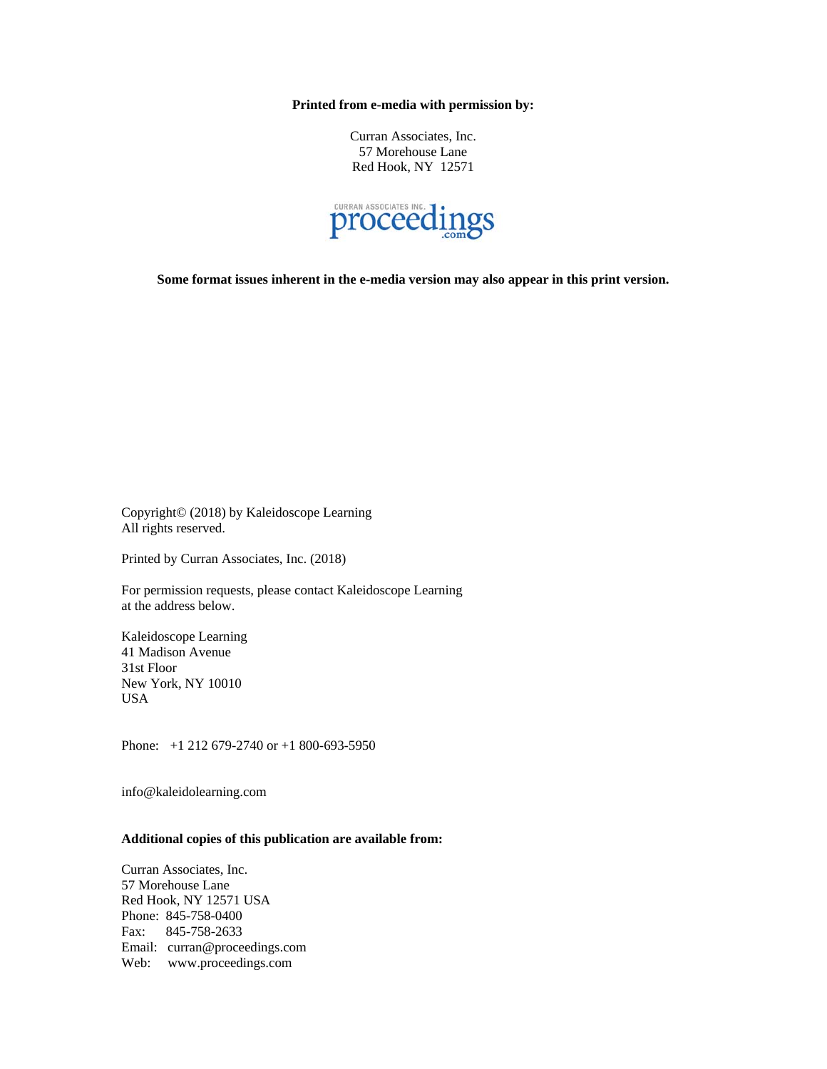**Printed from e-media with permission by:**

Curran Associates, Inc.
57 Morehouse Lane
Red Hook, NY 12571

CURRAN ASSOCIATES INC. proceedings .com

**Some format issues inherent in the e-media version may also appear in this print version.**

Copyright© (2018) by Kaleidoscope Learning
All rights reserved.

Printed by Curran Associates, Inc. (2018)

For permission requests, please contact Kaleidoscope Learning at the address below.

Kaleidoscope Learning
41 Madison Avenue
31st Floor
New York, NY 10010
USA

Phone: +1 212 679-2740 or +1 800-693-5950

info@kaleidolearning.com

**Additional copies of this publication are available from:**

Curran Associates, Inc.
57 Morehouse Lane
Red Hook, NY 12571 USA
Phone: 845-758-0400
Fax: 845-758-2633
Email: curran@proceedings.com
Web: www.proceedings.com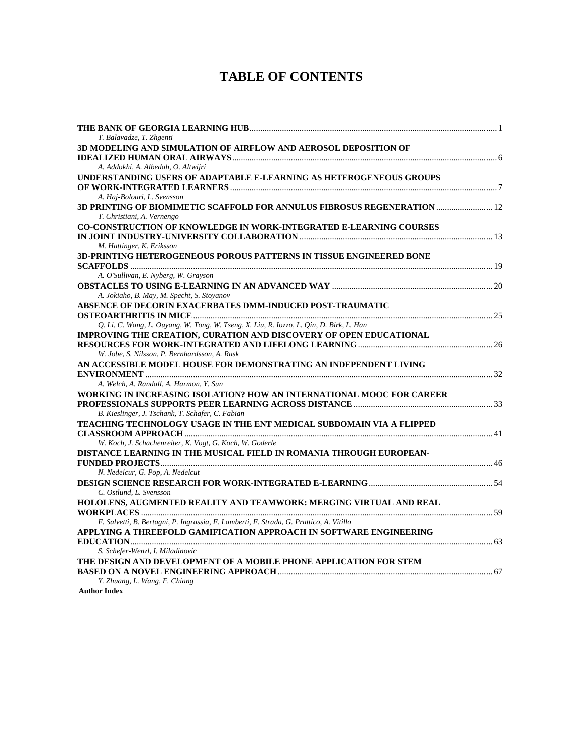# TABLE OF CONTENTS

**THE BANK OF GEORGIA LEARNING HUB** ........ 1
*T. Balavadze, T. Zhgenti*

**3D MODELING AND SIMULATION OF AIRFLOW AND AEROSOL DEPOSITION OF IDEALIZED HUMAN ORAL AIRWAYS** ........ 6
*A. Addokhi, A. Albedah, O. Altwijri*

**UNDERSTANDING USERS OF ADAPTABLE E-LEARNING AS HETEROGENEOUS GROUPS OF WORK-INTEGRATED LEARNERS** ........ 7
*A. Haj-Bolouri, L. Svensson*

**3D PRINTING OF BIOMIMETIC SCAFFOLD FOR ANNULUS FIBROSUS REGENERATION** ........ 12
*T. Christiani, A. Vernengo*

**CO-CONSTRUCTION OF KNOWLEDGE IN WORK-INTEGRATED E-LEARNING COURSES IN JOINT INDUSTRY-UNIVERSITY COLLABORATION** ........ 13
*M. Hattinger, K. Eriksson*

**3D-PRINTING HETEROGENEOUS POROUS PATTERNS IN TISSUE ENGINEERED BONE SCAFFOLDS** ........ 19
*A. O'Sullivan, E. Nyberg, W. Grayson*

**OBSTACLES TO USING E-LEARNING IN AN ADVANCED WAY** ........ 20
*A. Jokiaho, B. May, M. Specht, S. Stoyanov*

**ABSENCE OF DECORIN EXACERBATES DMM-INDUCED POST-TRAUMATIC OSTEOARTHRITIS IN MICE** ........ 25
*Q. Li, C. Wang, L. Ouyang, W. Tong, W. Tseng, X. Liu, R. Iozzo, L. Qin, D. Birk, L. Han*

**IMPROVING THE CREATION, CURATION AND DISCOVERY OF OPEN EDUCATIONAL RESOURCES FOR WORK-INTEGRATED AND LIFELONG LEARNING** ........ 26
*W. Jobe, S. Nilsson, P. Bernhardsson, A. Rask*

**AN ACCESSIBLE MODEL HOUSE FOR DEMONSTRATING AN INDEPENDENT LIVING ENVIRONMENT** ........ 32
*A. Welch, A. Randall, A. Harmon, Y. Sun*

**WORKING IN INCREASING ISOLATION? HOW AN INTERNATIONAL MOOC FOR CAREER PROFESSIONALS SUPPORTS PEER LEARNING ACROSS DISTANCE** ........ 33
*B. Kieslinger, J. Tschank, T. Schafer, C. Fabian*

**TEACHING TECHNOLOGY USAGE IN THE ENT MEDICAL SUBDOMAIN VIA A FLIPPED CLASSROOM APPROACH** ........ 41
*W. Koch, J. Schachenreiter, K. Vogt, G. Koch, W. Goderle*

**DISTANCE LEARNING IN THE MUSICAL FIELD IN ROMANIA THROUGH EUROPEAN-FUNDED PROJECTS** ........ 46
*N. Nedelcur, G. Pop, A. Nedelcut*

**DESIGN SCIENCE RESEARCH FOR WORK-INTEGRATED E-LEARNING** ........ 54
*C. Ostlund, L. Svensson*

**HOLOLENS, AUGMENTED REALITY AND TEAMWORK: MERGING VIRTUAL AND REAL WORKPLACES** ........ 59
*F. Salvetti, B. Bertagni, P. Ingrassia, F. Lamberti, F. Strada, G. Prattico, A. Vitillo*

**APPLYING A THREEFOLD GAMIFICATION APPROACH IN SOFTWARE ENGINEERING EDUCATION** ........ 63
*S. Schefer-Wenzl, I. Miladinovic*

**THE DESIGN AND DEVELOPMENT OF A MOBILE PHONE APPLICATION FOR STEM BASED ON A NOVEL ENGINEERING APPROACH** ........ 67
*Y. Zhuang, L. Wang, F. Chiang*

**Author Index**